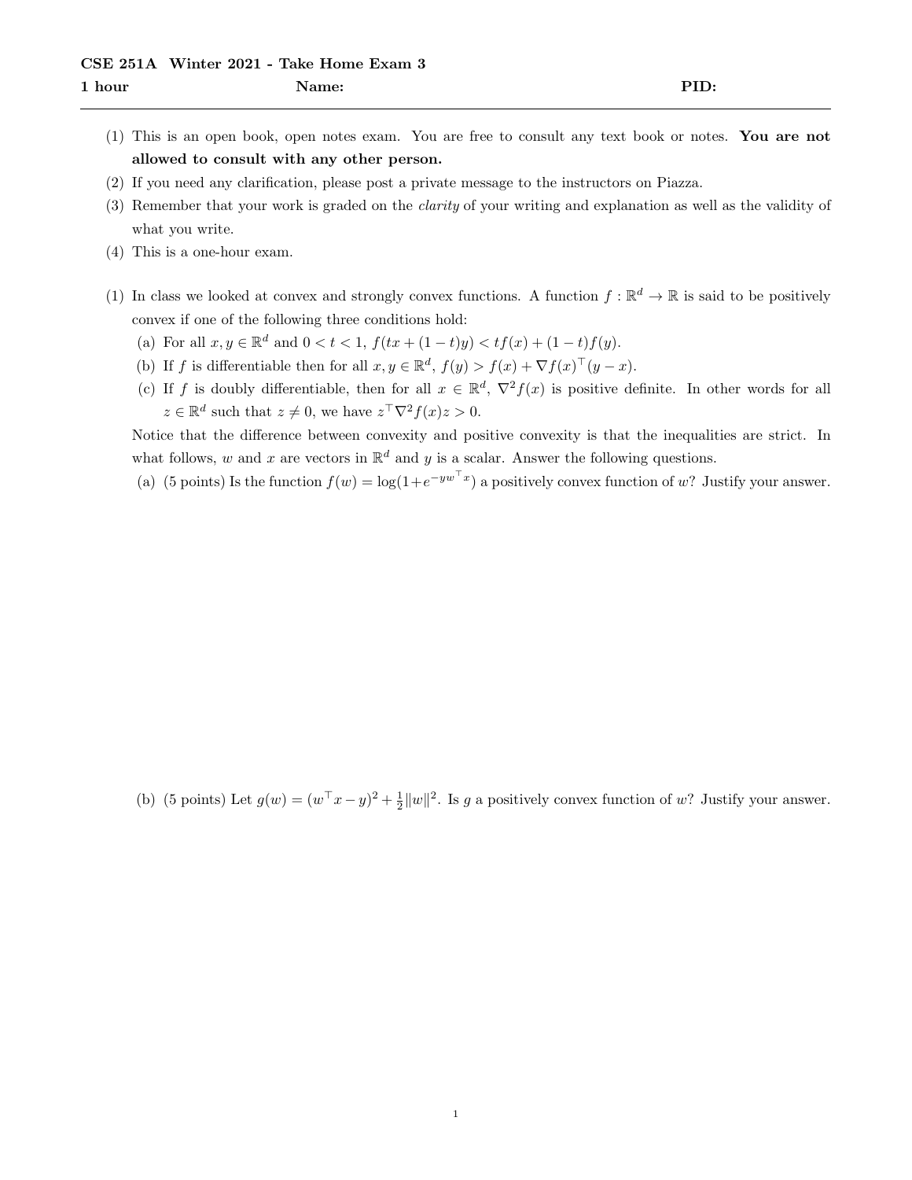**CSE 251A Winter 2021 - Take Home Exam 3**

**1 hour** **Name:** **PID:**

---

(1) This is an open book, open notes exam. You are free to consult any text book or notes. **You are not allowed to consult with any other person.**

(2) If you need any clarification, please post a private message to the instructors on Piazza.

(3) Remember that your work is graded on the *clarity* of your writing and explanation as well as the validity of what you write.

(4) This is a one-hour exam.

(1) In class we looked at convex and strongly convex functions. A function $f : \mathbb{R}^d \to \mathbb{R}$ is said to be positively convex if one of the following three conditions hold:

  (a) For all $x, y \in \mathbb{R}^d$ and $0 < t < 1$, $f(tx + (1-t)y) < tf(x) + (1-t)f(y)$.

  (b) If $f$ is differentiable then for all $x, y \in \mathbb{R}^d$, $f(y) > f(x) + \nabla f(x)^\top (y - x)$.

  (c) If $f$ is doubly differentiable, then for all $x \in \mathbb{R}^d$, $\nabla^2 f(x)$ is positive definite. In other words for all $z \in \mathbb{R}^d$ such that $z \neq 0$, we have $z^\top \nabla^2 f(x) z > 0$.

  Notice that the difference between convexity and positive convexity is that the inequalities are strict. In what follows, $w$ and $x$ are vectors in $\mathbb{R}^d$ and $y$ is a scalar. Answer the following questions.

  (a) (5 points) Is the function $f(w) = \log(1 + e^{-yw^\top x})$ a positively convex function of $w$? Justify your answer.

  (b) (5 points) Let $g(w) = (w^\top x - y)^2 + \frac{1}{2}\|w\|^2$. Is $g$ a positively convex function of $w$? Justify your answer.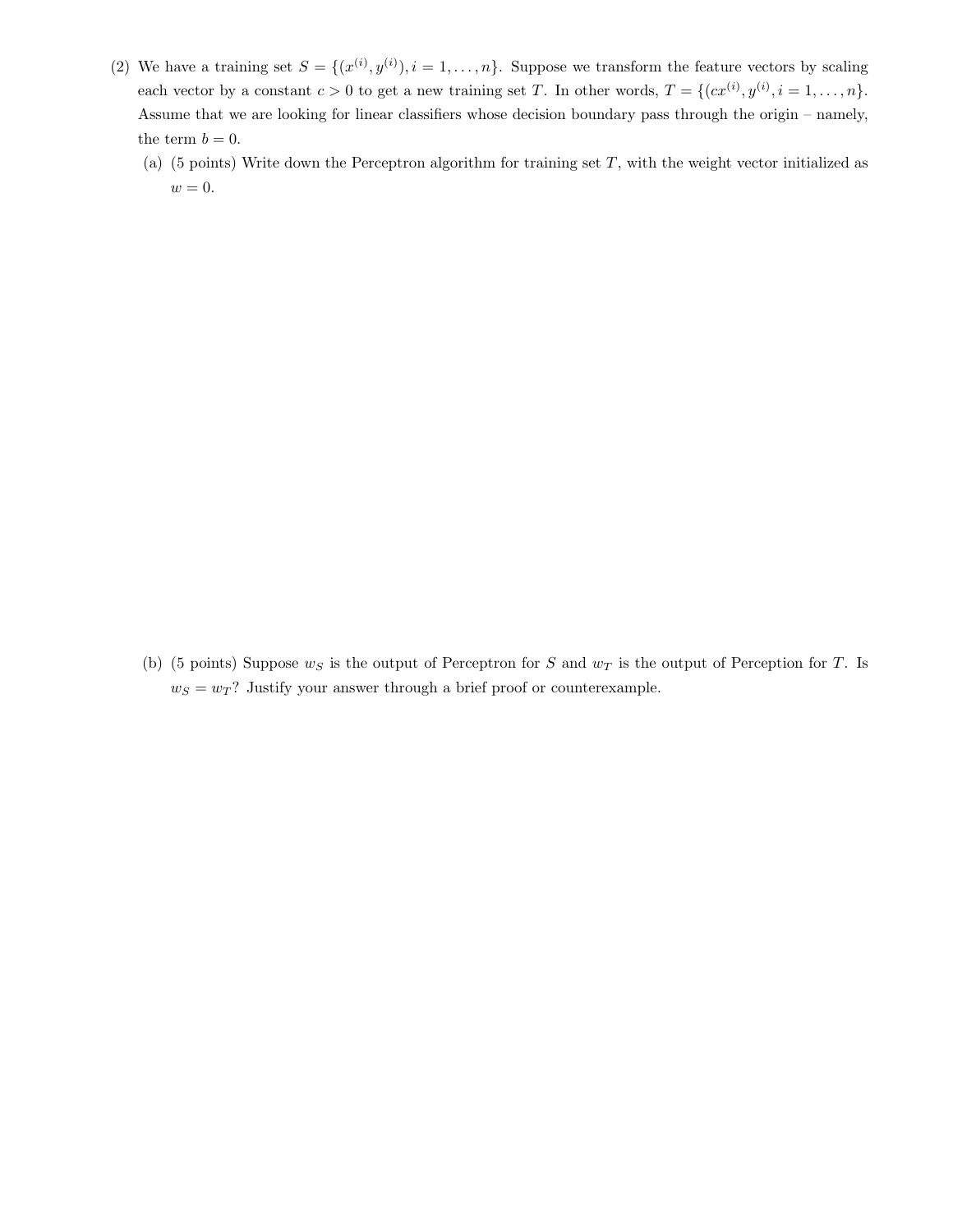(2) We have a training set $S = \{(x^{(i)}, y^{(i)}), i = 1, \ldots, n\}$. Suppose we transform the feature vectors by scaling each vector by a constant $c > 0$ to get a new training set $T$. In other words, $T = \{(cx^{(i)}, y^{(i)}, i = 1, \ldots, n\}$. Assume that we are looking for linear classifiers whose decision boundary pass through the origin – namely, the term $b = 0$.

(a) (5 points) Write down the Perceptron algorithm for training set $T$, with the weight vector initialized as $w = 0$.

(b) (5 points) Suppose $w_S$ is the output of Perceptron for $S$ and $w_T$ is the output of Perception for $T$. Is $w_S = w_T$? Justify your answer through a brief proof or counterexample.